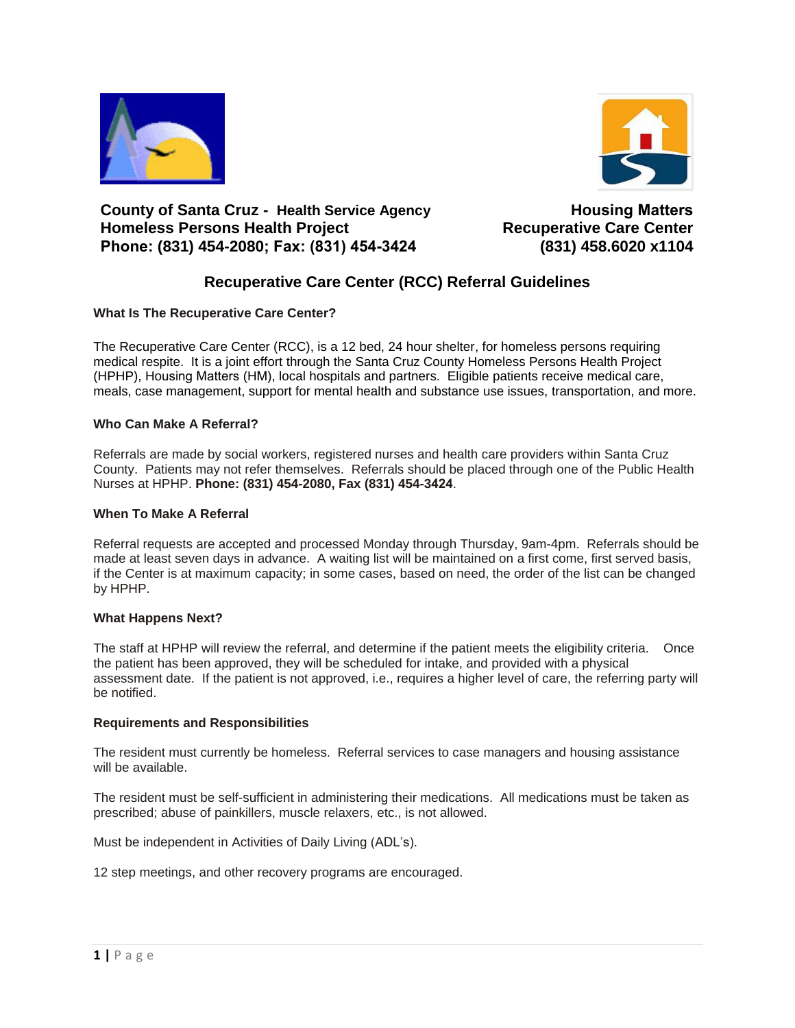**County of Santa Cruz - Health Service Agency**
**Homeless Persons Health Project**
**Phone: (831) 454-2080; Fax: (831) 454-3424**

**Housing Matters**
**Recuperative Care Center**
**(831) 458.6020 x1104**

# Recuperative Care Center (RCC) Referral Guidelines

### What Is The Recuperative Care Center?

The Recuperative Care Center (RCC), is a 12 bed, 24 hour shelter, for homeless persons requiring medical respite. It is a joint effort through the Santa Cruz County Homeless Persons Health Project (HPHP), Housing Matters (HM), local hospitals and partners. Eligible patients receive medical care, meals, case management, support for mental health and substance use issues, transportation, and more.

### Who Can Make A Referral?

Referrals are made by social workers, registered nurses and health care providers within Santa Cruz County. Patients may not refer themselves. Referrals should be placed through one of the Public Health Nurses at HPHP. **Phone: (831) 454-2080, Fax (831) 454-3424**.

### When To Make A Referral

Referral requests are accepted and processed Monday through Thursday, 9am-4pm. Referrals should be made at least seven days in advance. A waiting list will be maintained on a first come, first served basis, if the Center is at maximum capacity; in some cases, based on need, the order of the list can be changed by HPHP.

### What Happens Next?

The staff at HPHP will review the referral, and determine if the patient meets the eligibility criteria. Once the patient has been approved, they will be scheduled for intake, and provided with a physical assessment date. If the patient is not approved, i.e., requires a higher level of care, the referring party will be notified.

### Requirements and Responsibilities

The resident must currently be homeless. Referral services to case managers and housing assistance will be available.

The resident must be self-sufficient in administering their medications. All medications must be taken as prescribed; abuse of painkillers, muscle relaxers, etc., is not allowed.

Must be independent in Activities of Daily Living (ADL's).

12 step meetings, and other recovery programs are encouraged.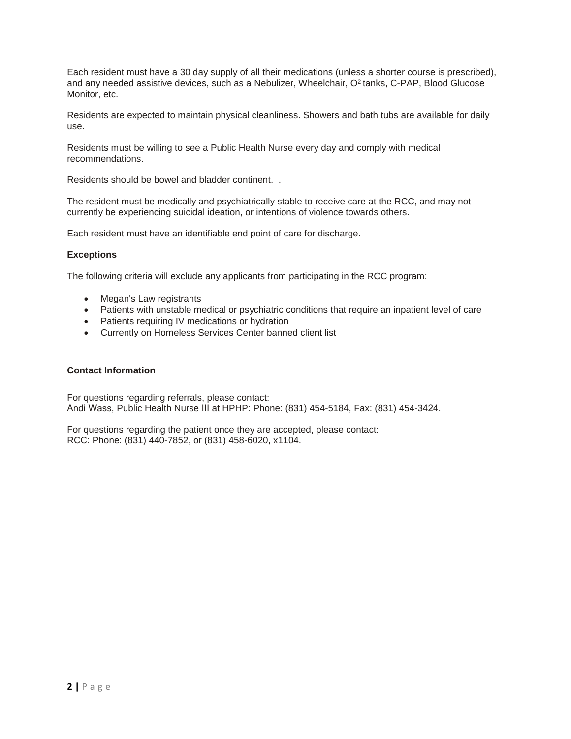Each resident must have a 30 day supply of all their medications (unless a shorter course is prescribed), and any needed assistive devices, such as a Nebulizer, Wheelchair, $O^2$ tanks, C-PAP, Blood Glucose Monitor, etc.

Residents are expected to maintain physical cleanliness. Showers and bath tubs are available for daily use.

Residents must be willing to see a Public Health Nurse every day and comply with medical recommendations.

Residents should be bowel and bladder continent. .

The resident must be medically and psychiatrically stable to receive care at the RCC, and may not currently be experiencing suicidal ideation, or intentions of violence towards others.

Each resident must have an identifiable end point of care for discharge.

**Exceptions**

The following criteria will exclude any applicants from participating in the RCC program:

- Megan's Law registrants
- Patients with unstable medical or psychiatric conditions that require an inpatient level of care
- Patients requiring IV medications or hydration
- Currently on Homeless Services Center banned client list

**Contact Information**

For questions regarding referrals, please contact:
Andi Wass, Public Health Nurse III at HPHP: Phone: (831) 454-5184, Fax: (831) 454-3424.

For questions regarding the patient once they are accepted, please contact:
RCC: Phone: (831) 440-7852, or (831) 458-6020, x1104.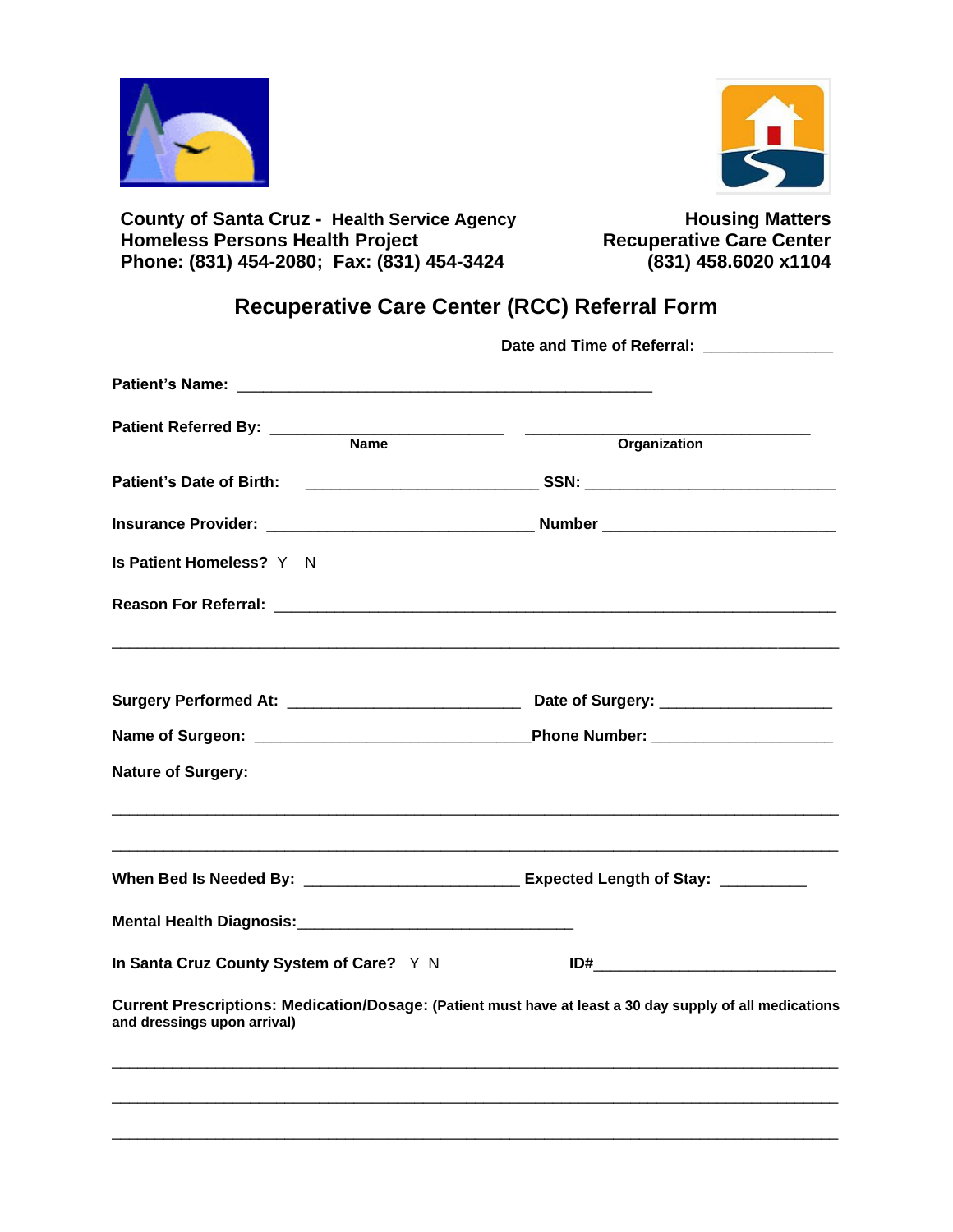**County of Santa Cruz - Health Service Agency**
**Homeless Persons Health Project**
**Phone: (831) 454-2080; Fax: (831) 454-3424**

**Housing Matters**
**Recuperative Care Center**
**(831) 458.6020 x1104**

# Recuperative Care Center (RCC) Referral Form

**Date and Time of Referral:** _______________

**Patient's Name:** ________________________________________________

**Patient Referred By:** __________________________ ________________________________
Name Organization

**Patient's Date of Birth:** __________________________ **SSN:** ____________________________

**Insurance Provider:** ______________________________ **Number** __________________________

**Is Patient Homeless?** Y N

**Reason For Referral:** _______________________________________________________________

_____________________________________________________________________________________

**Surgery Performed At:** __________________________ **Date of Surgery:** ___________________

**Name of Surgeon:** _______________________________**Phone Number:** ___________________

**Nature of Surgery:**

_____________________________________________________________________________________

_____________________________________________________________________________________

**When Bed Is Needed By:** ________________________ **Expected Length of Stay:** __________

**Mental Health Diagnosis:**______________________________

**In Santa Cruz County System of Care?** Y N **ID#**___________________________

**Current Prescriptions: Medication/Dosage: (Patient must have at least a 30 day supply of all medications and dressings upon arrival)**

_____________________________________________________________________________________

_____________________________________________________________________________________

_____________________________________________________________________________________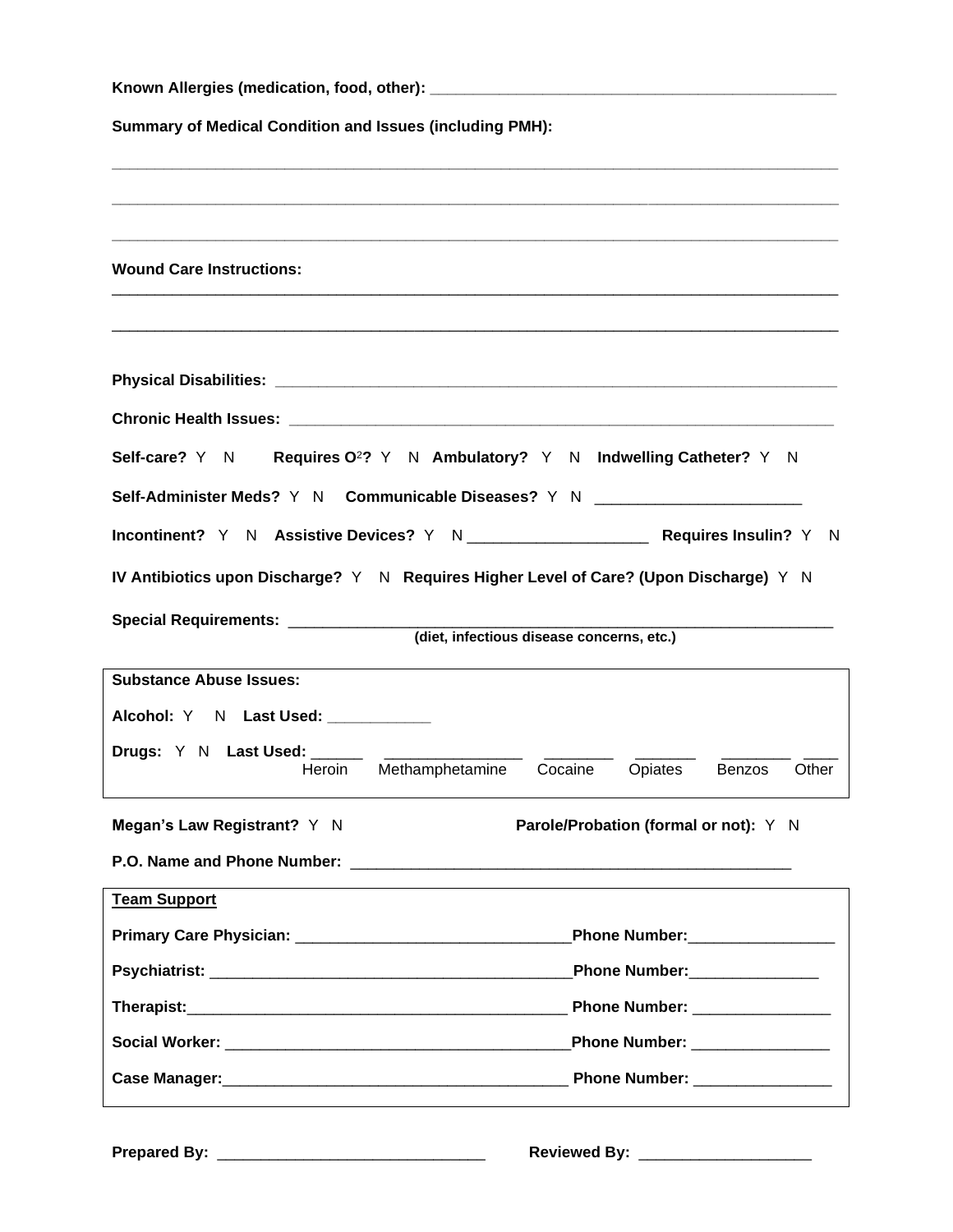**Known Allergies (medication, food, other):** ______________________________________________

**Summary of Medical Condition and Issues (including PMH):**

_____________________________________________________________________________________

_____________________________________________________________________________________

_____________________________________________________________________________________

**Wound Care Instructions:**

_____________________________________________________________________________________

_____________________________________________________________________________________

**Physical Disabilities:** _______________________________________________________________

**Chronic Health Issues:** _____________________________________________________________

**Self-care?** Y N **Requires $O_2$?** Y N **Ambulatory?** Y N **Indwelling Catheter?** Y N

**Self-Administer Meds?** Y N **Communicable Diseases?** Y N _______________________

**Incontinent?** Y N **Assistive Devices?** Y N ____________________ **Requires Insulin?** Y N

**IV Antibiotics upon Discharge?** Y N **Requires Higher Level of Care? (Upon Discharge)** Y N

**Special Requirements:** ______________________________________________________________
**(diet, infectious disease concerns, etc.)**

**Substance Abuse Issues:**

**Alcohol:** Y N **Last Used:** ____________

**Drugs:** Y N **Last Used:** ______ Heroin ________________ Methamphetamine ________ Cocaine _______ Opiates ________ Benzos ____ Other

**Megan's Law Registrant?** Y N **Parole/Probation (formal or not):** Y N

**P.O. Name and Phone Number:** ___________________________________________________

**Team Support**

**Primary Care Physician:** _______________________________ **Phone Number:** ________________

**Psychiatrist:** __________________________________________ **Phone Number:** ______________

**Therapist:** ____________________________________________ **Phone Number:** _______________

**Social Worker:** ________________________________________ **Phone Number:** _______________

**Case Manager:** ________________________________________ **Phone Number:** _______________

**Prepared By:** ______________________________ **Reviewed By:** ___________________